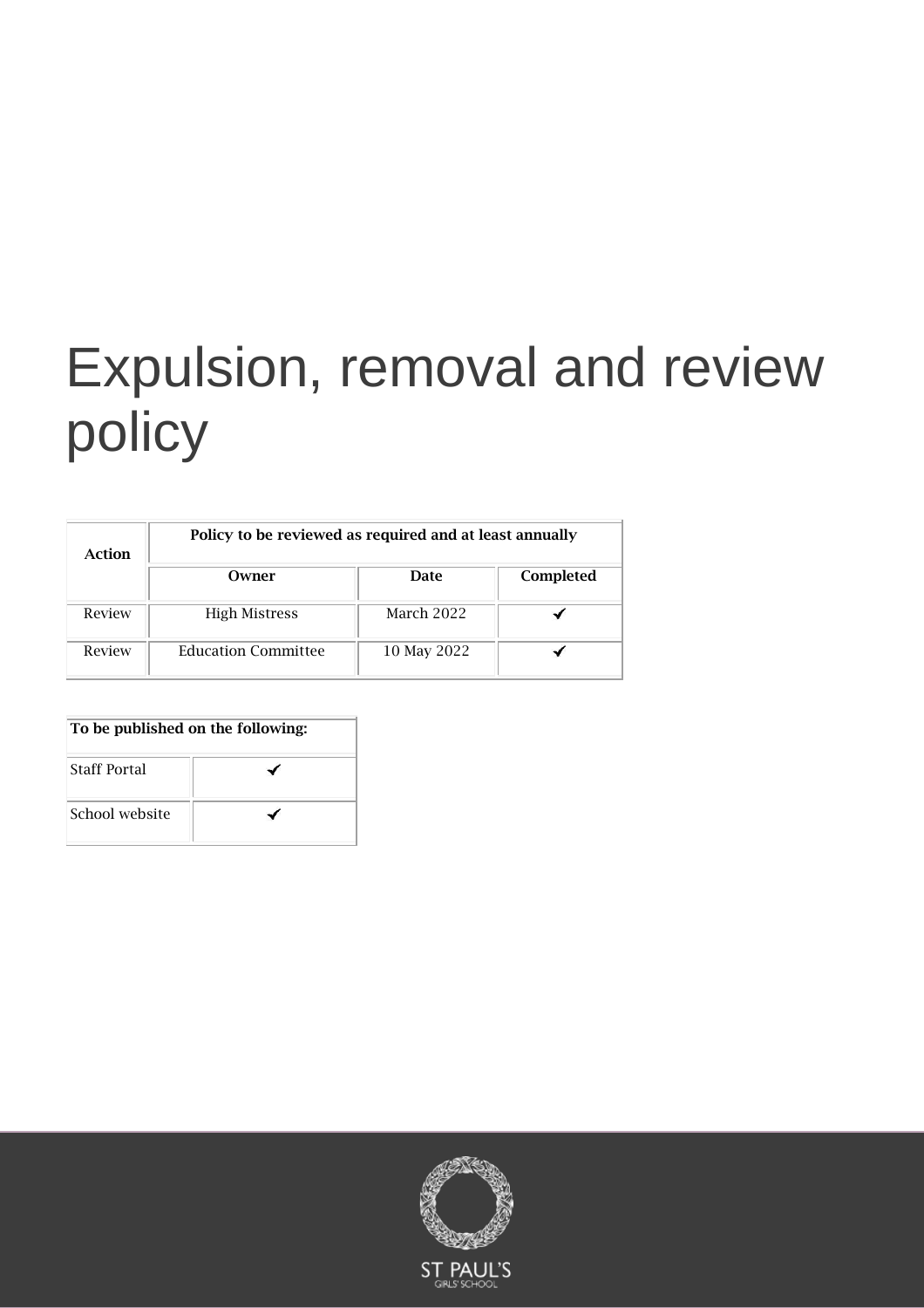# Expulsion, removal and review policy

| Action | Policy to be reviewed as required and at least annually | | |
|---|---|---|---|
| | **Owner** | **Date** | **Completed** |
| Review | High Mistress | March 2022 | ✔ |
| Review | Education Committee | 10 May 2022 | ✔ |

| To be published on the following: | |
|---|---|
| Staff Portal | ✔ |
| School website | ✔ |

ST PAUL'S GIRLS' SCHOOL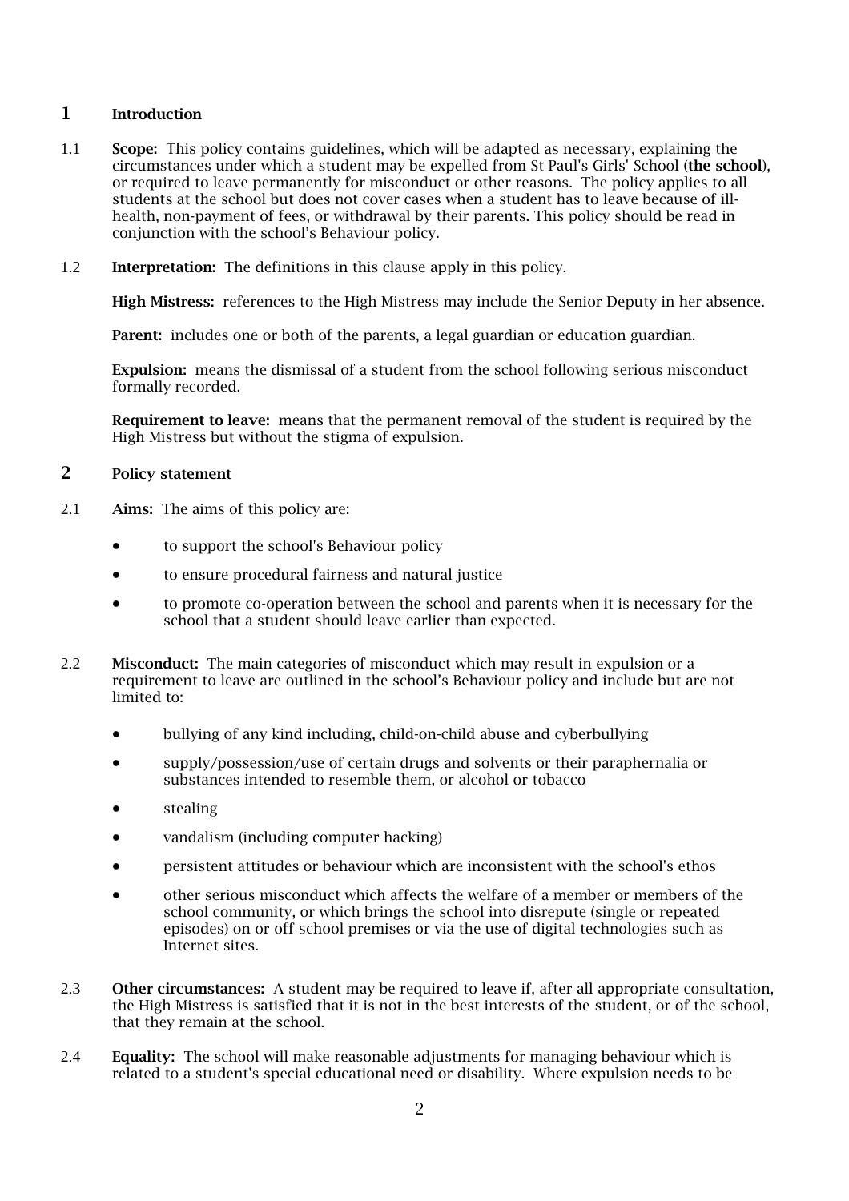## 1 Introduction

1.1 **Scope:** This policy contains guidelines, which will be adapted as necessary, explaining the circumstances under which a student may be expelled from St Paul's Girls' School (**the school**), or required to leave permanently for misconduct or other reasons. The policy applies to all students at the school but does not cover cases when a student has to leave because of ill-health, non-payment of fees, or withdrawal by their parents. This policy should be read in conjunction with the school's Behaviour policy.

1.2 **Interpretation:** The definitions in this clause apply in this policy.

**High Mistress:** references to the High Mistress may include the Senior Deputy in her absence.

**Parent:** includes one or both of the parents, a legal guardian or education guardian.

**Expulsion:** means the dismissal of a student from the school following serious misconduct formally recorded.

**Requirement to leave:** means that the permanent removal of the student is required by the High Mistress but without the stigma of expulsion.

## 2 Policy statement

2.1 **Aims:** The aims of this policy are:

- to support the school's Behaviour policy
- to ensure procedural fairness and natural justice
- to promote co-operation between the school and parents when it is necessary for the school that a student should leave earlier than expected.

2.2 **Misconduct:** The main categories of misconduct which may result in expulsion or a requirement to leave are outlined in the school's Behaviour policy and include but are not limited to:

- bullying of any kind including, child-on-child abuse and cyberbullying
- supply/possession/use of certain drugs and solvents or their paraphernalia or substances intended to resemble them, or alcohol or tobacco
- stealing
- vandalism (including computer hacking)
- persistent attitudes or behaviour which are inconsistent with the school's ethos
- other serious misconduct which affects the welfare of a member or members of the school community, or which brings the school into disrepute (single or repeated episodes) on or off school premises or via the use of digital technologies such as Internet sites.

2.3 **Other circumstances:** A student may be required to leave if, after all appropriate consultation, the High Mistress is satisfied that it is not in the best interests of the student, or of the school, that they remain at the school.

2.4 **Equality:** The school will make reasonable adjustments for managing behaviour which is related to a student's special educational need or disability. Where expulsion needs to be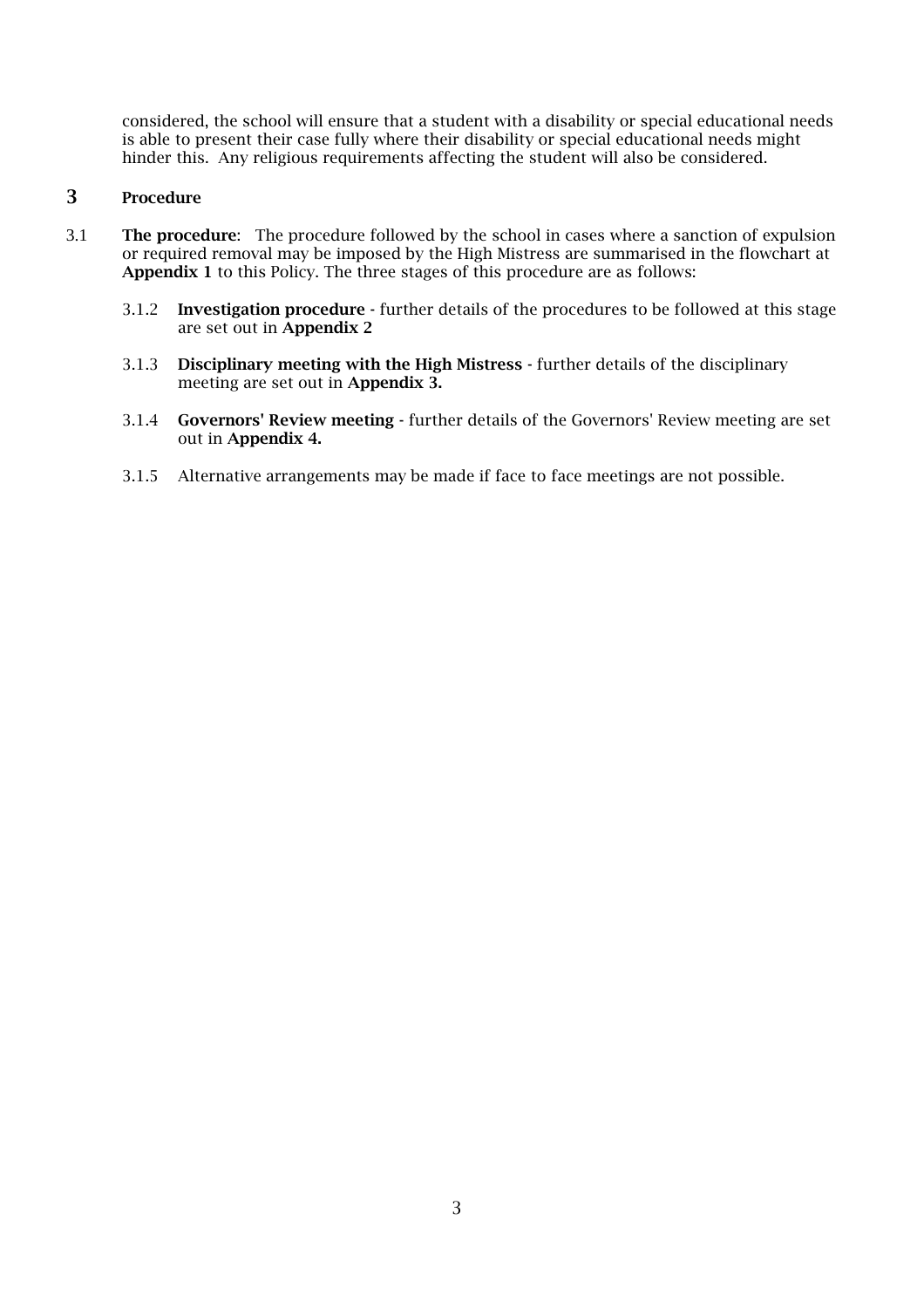considered, the school will ensure that a student with a disability or special educational needs is able to present their case fully where their disability or special educational needs might hinder this. Any religious requirements affecting the student will also be considered.

## 3 Procedure

3.1 **The procedure**: The procedure followed by the school in cases where a sanction of expulsion or required removal may be imposed by the High Mistress are summarised in the flowchart at **Appendix 1** to this Policy. The three stages of this procedure are as follows:

3.1.2 **Investigation procedure** - further details of the procedures to be followed at this stage are set out in **Appendix 2**

3.1.3 **Disciplinary meeting with the High Mistress** - further details of the disciplinary meeting are set out in **Appendix 3.**

3.1.4 **Governors' Review meeting** - further details of the Governors' Review meeting are set out in **Appendix 4.**

3.1.5 Alternative arrangements may be made if face to face meetings are not possible.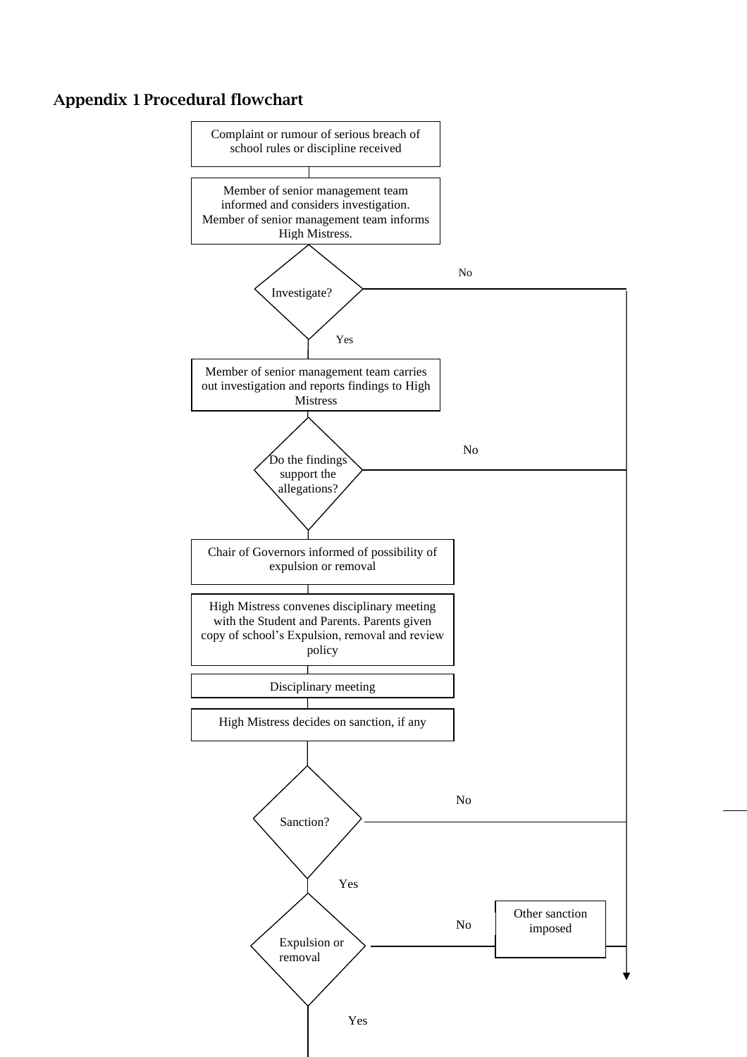## Appendix 1 Procedural flowchart

Complaint or rumour of serious breach of school rules or discipline received

Member of senior management team informed and considers investigation. Member of senior management team informs High Mistress.

Investigate?

No

Yes

Member of senior management team carries out investigation and reports findings to High Mistress

Do the findings support the allegations?

No

Chair of Governors informed of possibility of expulsion or removal

High Mistress convenes disciplinary meeting with the Student and Parents. Parents given copy of school's Expulsion, removal and review policy

Disciplinary meeting

High Mistress decides on sanction, if any

Sanction?

No

Yes

Expulsion or removal

No

Other sanction imposed

Yes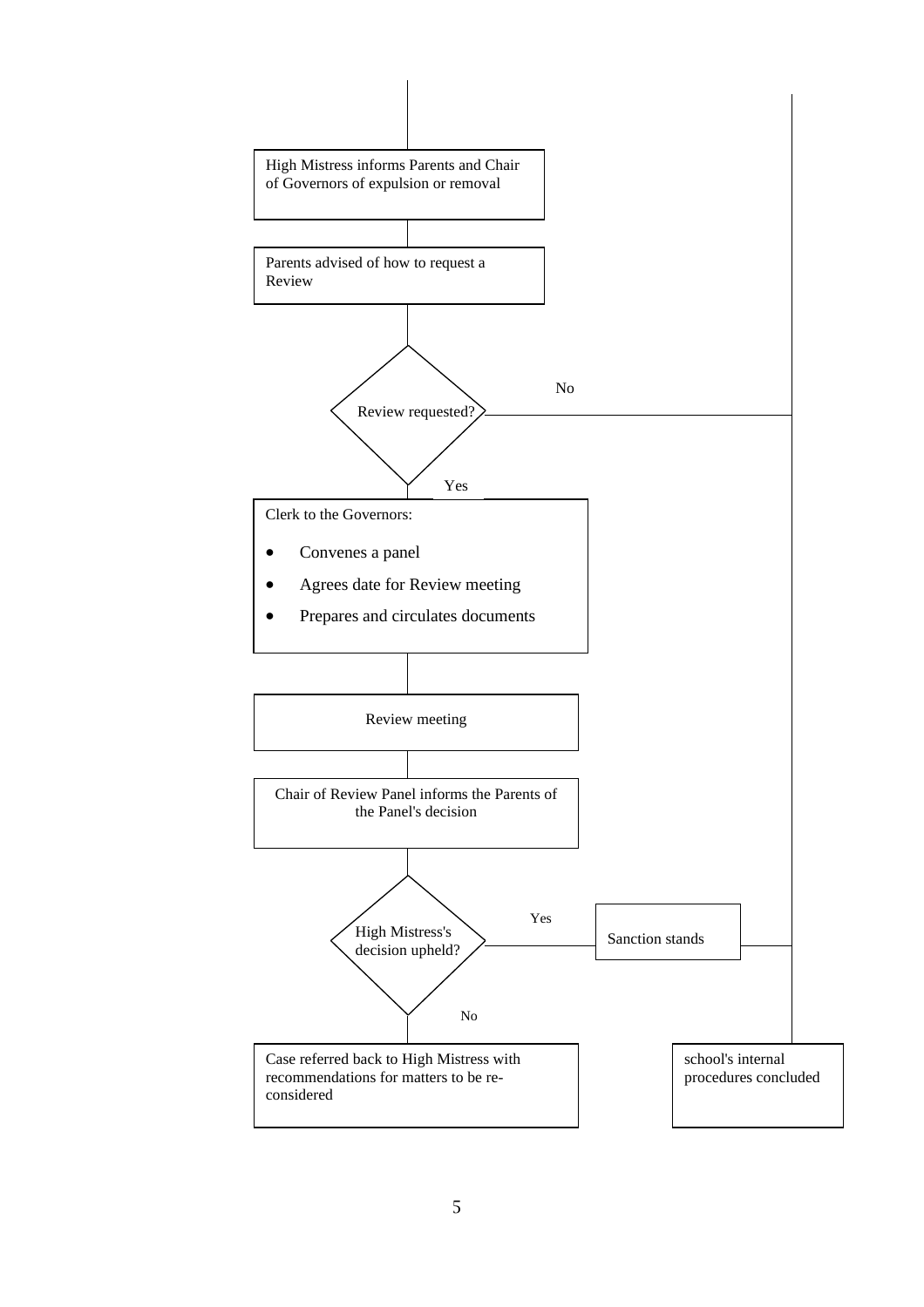High Mistress informs Parents and Chair of Governors of expulsion or removal

Parents advised of how to request a Review

Review requested?

No

Yes

Clerk to the Governors:

- Convenes a panel
- Agrees date for Review meeting
- Prepares and circulates documents

Review meeting

Chair of Review Panel informs the Parents of the Panel's decision

High Mistress's decision upheld?

Yes

Sanction stands

No

Case referred back to High Mistress with recommendations for matters to be re-considered

school's internal procedures concluded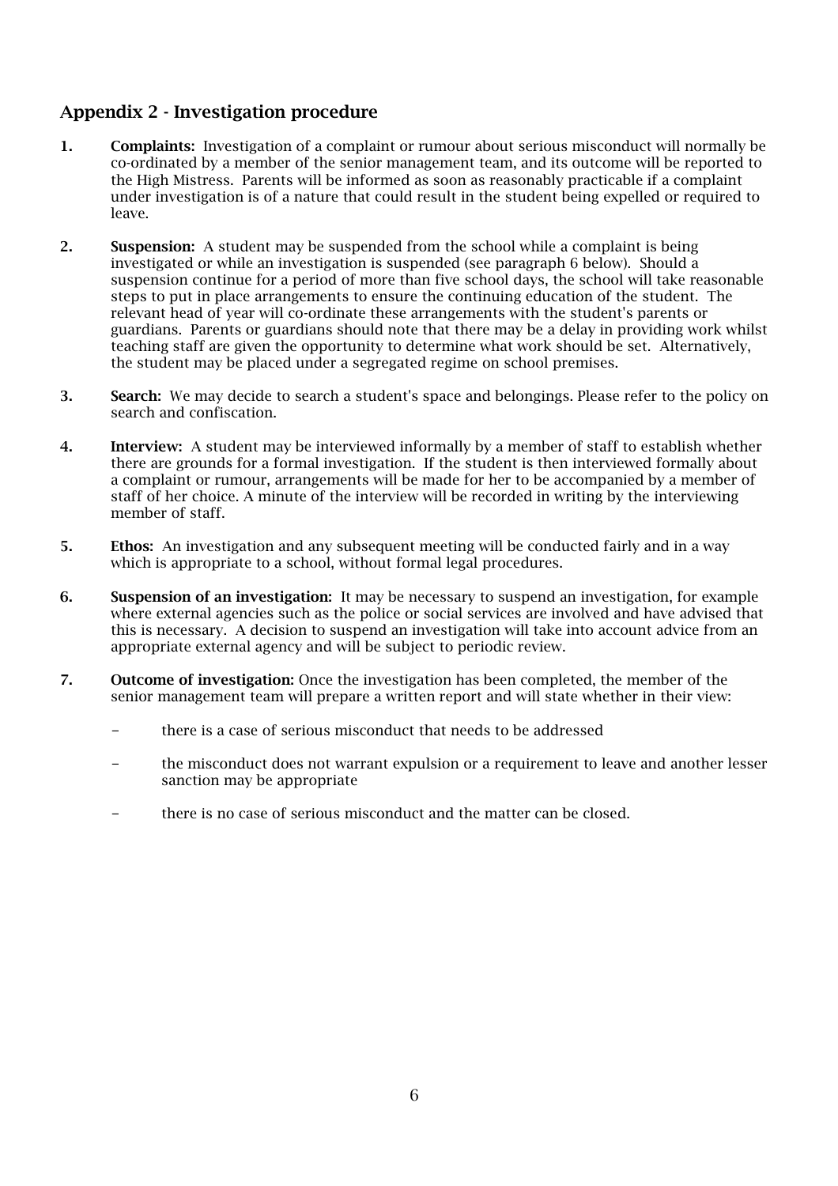## Appendix 2 - Investigation procedure

1. **Complaints:** Investigation of a complaint or rumour about serious misconduct will normally be co-ordinated by a member of the senior management team, and its outcome will be reported to the High Mistress. Parents will be informed as soon as reasonably practicable if a complaint under investigation is of a nature that could result in the student being expelled or required to leave.

2. **Suspension:** A student may be suspended from the school while a complaint is being investigated or while an investigation is suspended (see paragraph 6 below). Should a suspension continue for a period of more than five school days, the school will take reasonable steps to put in place arrangements to ensure the continuing education of the student. The relevant head of year will co-ordinate these arrangements with the student's parents or guardians. Parents or guardians should note that there may be a delay in providing work whilst teaching staff are given the opportunity to determine what work should be set. Alternatively, the student may be placed under a segregated regime on school premises.

3. **Search:** We may decide to search a student's space and belongings. Please refer to the policy on search and confiscation.

4. **Interview:** A student may be interviewed informally by a member of staff to establish whether there are grounds for a formal investigation. If the student is then interviewed formally about a complaint or rumour, arrangements will be made for her to be accompanied by a member of staff of her choice. A minute of the interview will be recorded in writing by the interviewing member of staff.

5. **Ethos:** An investigation and any subsequent meeting will be conducted fairly and in a way which is appropriate to a school, without formal legal procedures.

6. **Suspension of an investigation:** It may be necessary to suspend an investigation, for example where external agencies such as the police or social services are involved and have advised that this is necessary. A decision to suspend an investigation will take into account advice from an appropriate external agency and will be subject to periodic review.

7. **Outcome of investigation:** Once the investigation has been completed, the member of the senior management team will prepare a written report and will state whether in their view:

   - there is a case of serious misconduct that needs to be addressed
   - the misconduct does not warrant expulsion or a requirement to leave and another lesser sanction may be appropriate
   - there is no case of serious misconduct and the matter can be closed.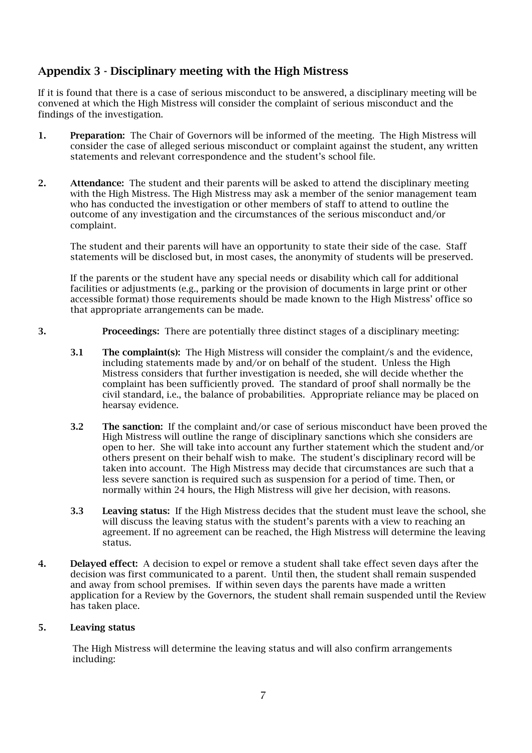## Appendix 3 - Disciplinary meeting with the High Mistress

If it is found that there is a case of serious misconduct to be answered, a disciplinary meeting will be convened at which the High Mistress will consider the complaint of serious misconduct and the findings of the investigation.

1. **Preparation:** The Chair of Governors will be informed of the meeting. The High Mistress will consider the case of alleged serious misconduct or complaint against the student, any written statements and relevant correspondence and the student's school file.

2. **Attendance:** The student and their parents will be asked to attend the disciplinary meeting with the High Mistress. The High Mistress may ask a member of the senior management team who has conducted the investigation or other members of staff to attend to outline the outcome of any investigation and the circumstances of the serious misconduct and/or complaint.

   The student and their parents will have an opportunity to state their side of the case. Staff statements will be disclosed but, in most cases, the anonymity of students will be preserved.

   If the parents or the student have any special needs or disability which call for additional facilities or adjustments (e.g., parking or the provision of documents in large print or other accessible format) those requirements should be made known to the High Mistress' office so that appropriate arrangements can be made.

3. **Proceedings:** There are potentially three distinct stages of a disciplinary meeting:

   **3.1 The complaint(s):** The High Mistress will consider the complaint/s and the evidence, including statements made by and/or on behalf of the student. Unless the High Mistress considers that further investigation is needed, she will decide whether the complaint has been sufficiently proved. The standard of proof shall normally be the civil standard, i.e., the balance of probabilities. Appropriate reliance may be placed on hearsay evidence.

   **3.2 The sanction:** If the complaint and/or case of serious misconduct have been proved the High Mistress will outline the range of disciplinary sanctions which she considers are open to her. She will take into account any further statement which the student and/or others present on their behalf wish to make. The student's disciplinary record will be taken into account. The High Mistress may decide that circumstances are such that a less severe sanction is required such as suspension for a period of time. Then, or normally within 24 hours, the High Mistress will give her decision, with reasons.

   **3.3 Leaving status:** If the High Mistress decides that the student must leave the school, she will discuss the leaving status with the student's parents with a view to reaching an agreement. If no agreement can be reached, the High Mistress will determine the leaving status.

4. **Delayed effect:** A decision to expel or remove a student shall take effect seven days after the decision was first communicated to a parent. Until then, the student shall remain suspended and away from school premises. If within seven days the parents have made a written application for a Review by the Governors, the student shall remain suspended until the Review has taken place.

5. **Leaving status**

   The High Mistress will determine the leaving status and will also confirm arrangements including: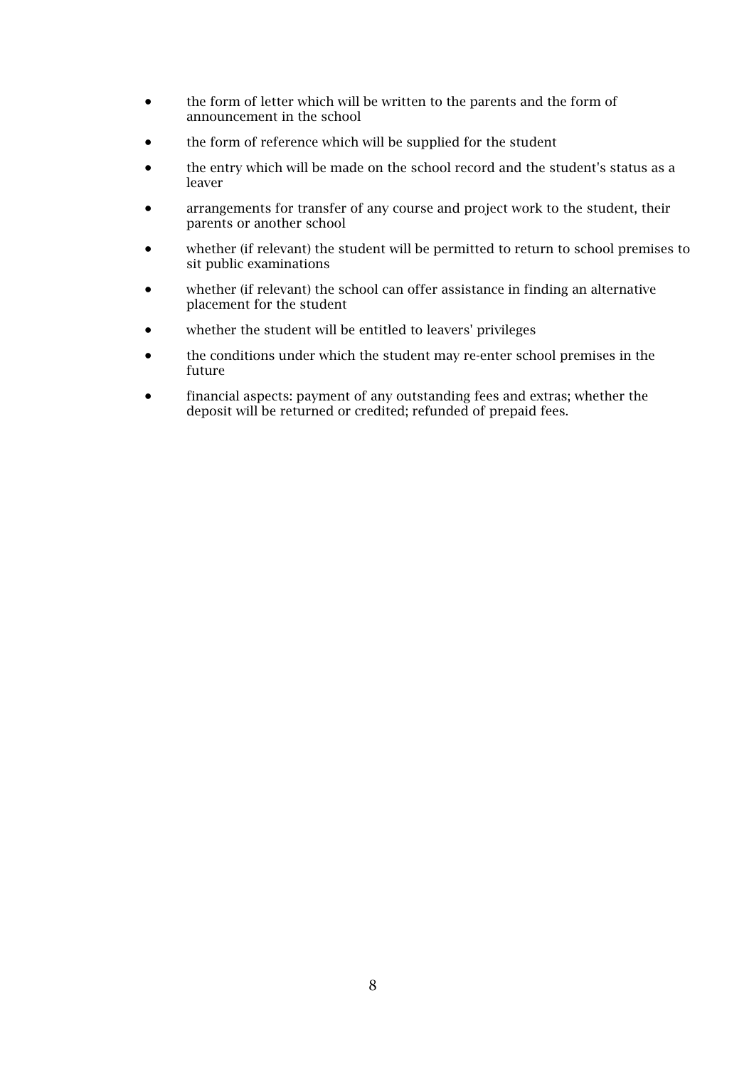- the form of letter which will be written to the parents and the form of announcement in the school
- the form of reference which will be supplied for the student
- the entry which will be made on the school record and the student's status as a leaver
- arrangements for transfer of any course and project work to the student, their parents or another school
- whether (if relevant) the student will be permitted to return to school premises to sit public examinations
- whether (if relevant) the school can offer assistance in finding an alternative placement for the student
- whether the student will be entitled to leavers' privileges
- the conditions under which the student may re-enter school premises in the future
- financial aspects: payment of any outstanding fees and extras; whether the deposit will be returned or credited; refunded of prepaid fees.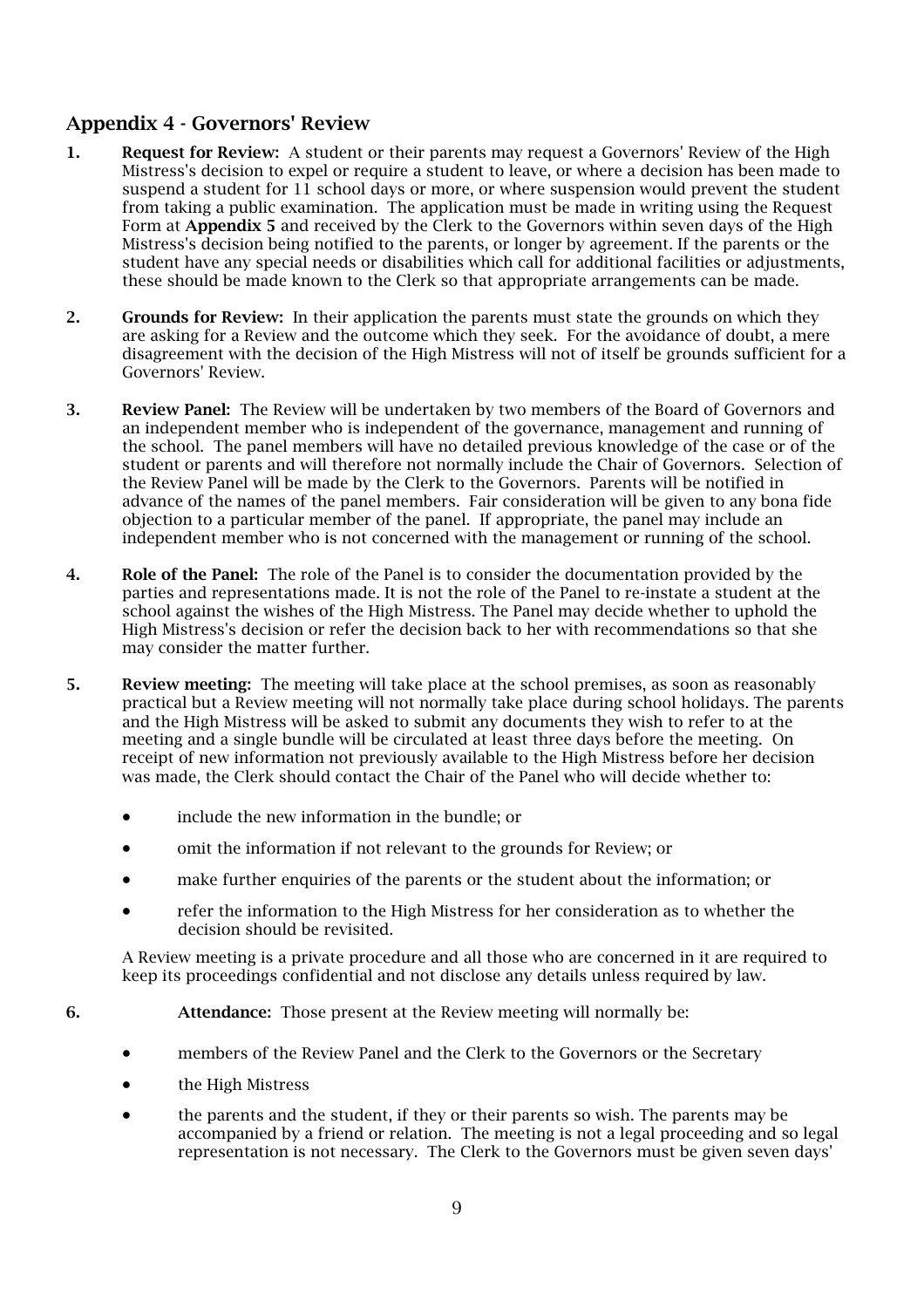## Appendix 4 - Governors' Review

1. **Request for Review:** A student or their parents may request a Governors' Review of the High Mistress's decision to expel or require a student to leave, or where a decision has been made to suspend a student for 11 school days or more, or where suspension would prevent the student from taking a public examination. The application must be made in writing using the Request Form at **Appendix 5** and received by the Clerk to the Governors within seven days of the High Mistress's decision being notified to the parents, or longer by agreement. If the parents or the student have any special needs or disabilities which call for additional facilities or adjustments, these should be made known to the Clerk so that appropriate arrangements can be made.

2. **Grounds for Review:** In their application the parents must state the grounds on which they are asking for a Review and the outcome which they seek. For the avoidance of doubt, a mere disagreement with the decision of the High Mistress will not of itself be grounds sufficient for a Governors' Review.

3. **Review Panel:** The Review will be undertaken by two members of the Board of Governors and an independent member who is independent of the governance, management and running of the school. The panel members will have no detailed previous knowledge of the case or of the student or parents and will therefore not normally include the Chair of Governors. Selection of the Review Panel will be made by the Clerk to the Governors. Parents will be notified in advance of the names of the panel members. Fair consideration will be given to any bona fide objection to a particular member of the panel. If appropriate, the panel may include an independent member who is not concerned with the management or running of the school.

4. **Role of the Panel:** The role of the Panel is to consider the documentation provided by the parties and representations made. It is not the role of the Panel to re-instate a student at the school against the wishes of the High Mistress. The Panel may decide whether to uphold the High Mistress's decision or refer the decision back to her with recommendations so that she may consider the matter further.

5. **Review meeting:** The meeting will take place at the school premises, as soon as reasonably practical but a Review meeting will not normally take place during school holidays. The parents and the High Mistress will be asked to submit any documents they wish to refer to at the meeting and a single bundle will be circulated at least three days before the meeting. On receipt of new information not previously available to the High Mistress before her decision was made, the Clerk should contact the Chair of the Panel who will decide whether to:

   - include the new information in the bundle; or
   - omit the information if not relevant to the grounds for Review; or
   - make further enquiries of the parents or the student about the information; or
   - refer the information to the High Mistress for her consideration as to whether the decision should be revisited.

   A Review meeting is a private procedure and all those who are concerned in it are required to keep its proceedings confidential and not disclose any details unless required by law.

6. **Attendance:** Those present at the Review meeting will normally be:

   - members of the Review Panel and the Clerk to the Governors or the Secretary
   - the High Mistress
   - the parents and the student, if they or their parents so wish. The parents may be accompanied by a friend or relation. The meeting is not a legal proceeding and so legal representation is not necessary. The Clerk to the Governors must be given seven days'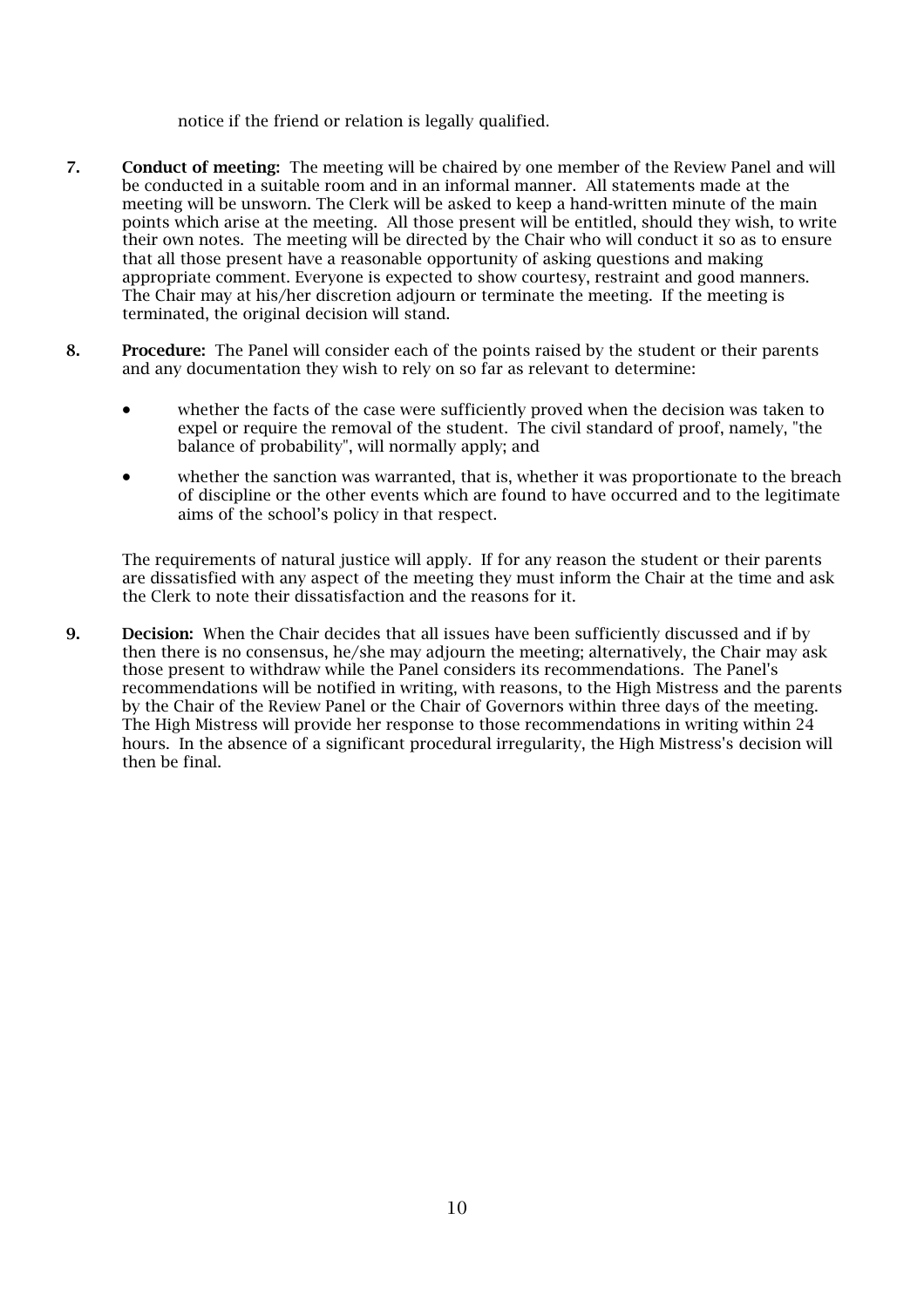notice if the friend or relation is legally qualified.

7. **Conduct of meeting:** The meeting will be chaired by one member of the Review Panel and will be conducted in a suitable room and in an informal manner. All statements made at the meeting will be unsworn. The Clerk will be asked to keep a hand-written minute of the main points which arise at the meeting. All those present will be entitled, should they wish, to write their own notes. The meeting will be directed by the Chair who will conduct it so as to ensure that all those present have a reasonable opportunity of asking questions and making appropriate comment. Everyone is expected to show courtesy, restraint and good manners. The Chair may at his/her discretion adjourn or terminate the meeting. If the meeting is terminated, the original decision will stand.

8. **Procedure:** The Panel will consider each of the points raised by the student or their parents and any documentation they wish to rely on so far as relevant to determine:

   - whether the facts of the case were sufficiently proved when the decision was taken to expel or require the removal of the student. The civil standard of proof, namely, "the balance of probability", will normally apply; and
   - whether the sanction was warranted, that is, whether it was proportionate to the breach of discipline or the other events which are found to have occurred and to the legitimate aims of the school's policy in that respect.

   The requirements of natural justice will apply. If for any reason the student or their parents are dissatisfied with any aspect of the meeting they must inform the Chair at the time and ask the Clerk to note their dissatisfaction and the reasons for it.

9. **Decision:** When the Chair decides that all issues have been sufficiently discussed and if by then there is no consensus, he/she may adjourn the meeting; alternatively, the Chair may ask those present to withdraw while the Panel considers its recommendations. The Panel's recommendations will be notified in writing, with reasons, to the High Mistress and the parents by the Chair of the Review Panel or the Chair of Governors within three days of the meeting. The High Mistress will provide her response to those recommendations in writing within 24 hours. In the absence of a significant procedural irregularity, the High Mistress's decision will then be final.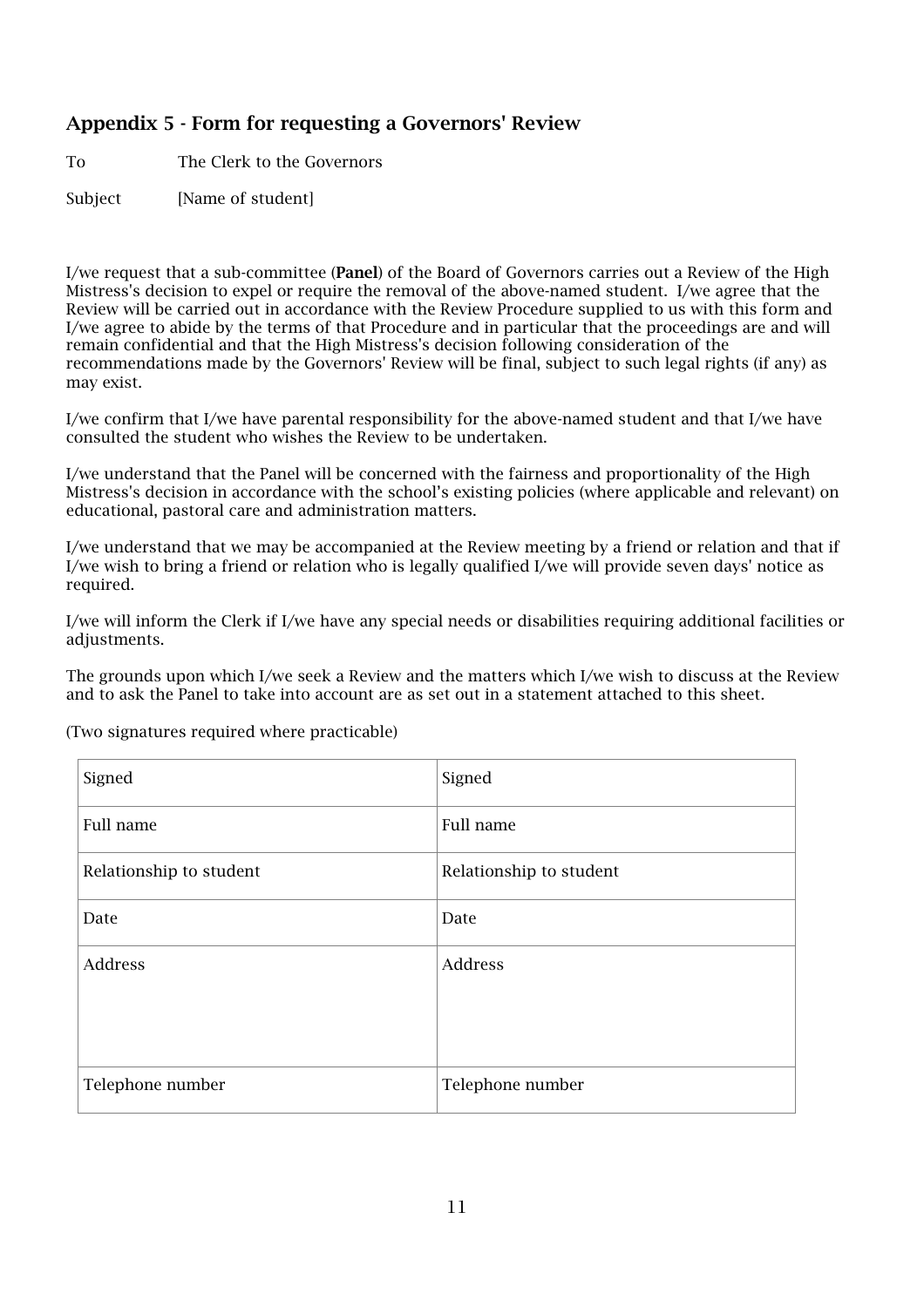## Appendix 5 - Form for requesting a Governors' Review

To The Clerk to the Governors

Subject [Name of student]

I/we request that a sub-committee (**Panel**) of the Board of Governors carries out a Review of the High Mistress's decision to expel or require the removal of the above-named student. I/we agree that the Review will be carried out in accordance with the Review Procedure supplied to us with this form and I/we agree to abide by the terms of that Procedure and in particular that the proceedings are and will remain confidential and that the High Mistress's decision following consideration of the recommendations made by the Governors' Review will be final, subject to such legal rights (if any) as may exist.

I/we confirm that I/we have parental responsibility for the above-named student and that I/we have consulted the student who wishes the Review to be undertaken.

I/we understand that the Panel will be concerned with the fairness and proportionality of the High Mistress's decision in accordance with the school's existing policies (where applicable and relevant) on educational, pastoral care and administration matters.

I/we understand that we may be accompanied at the Review meeting by a friend or relation and that if I/we wish to bring a friend or relation who is legally qualified I/we will provide seven days' notice as required.

I/we will inform the Clerk if I/we have any special needs or disabilities requiring additional facilities or adjustments.

The grounds upon which I/we seek a Review and the matters which I/we wish to discuss at the Review and to ask the Panel to take into account are as set out in a statement attached to this sheet.

(Two signatures required where practicable)

| | |
|---|---|
| Signed | Signed |
| Full name | Full name |
| Relationship to student | Relationship to student |
| Date | Date |
| Address | Address |
| Telephone number | Telephone number |